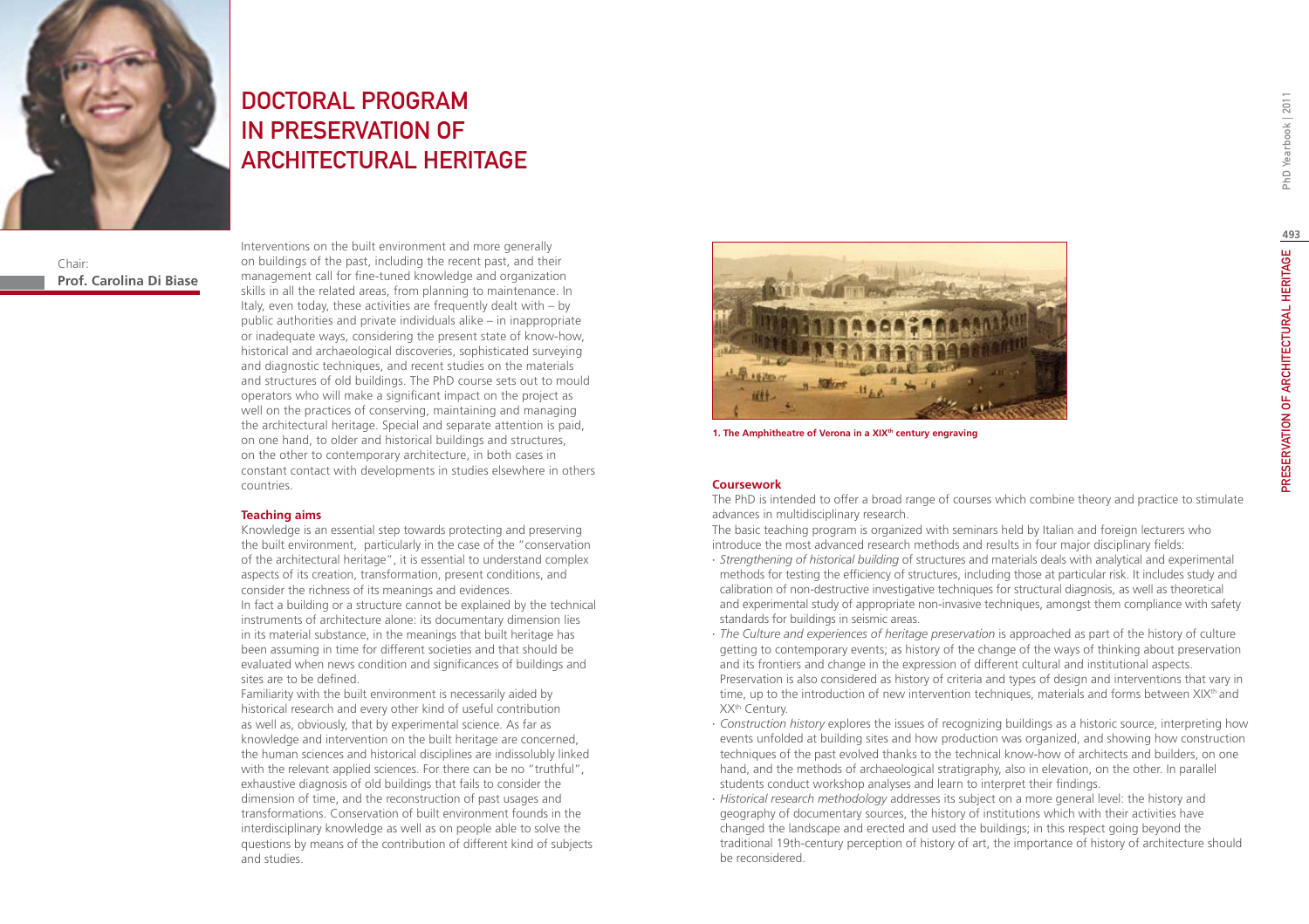# DOCTORAL PROGRAM IN PRESERVATION OF ARCHITECTURAL HERITAGE

Chair:
**Prof. Carolina Di Biase**

Interventions on the built environment and more generally on buildings of the past, including the recent past, and their management call for fine-tuned knowledge and organization skills in all the related areas, from planning to maintenance. In Italy, even today, these activities are frequently dealt with – by public authorities and private individuals alike – in inappropriate or inadequate ways, considering the present state of know-how, historical and archaeological discoveries, sophisticated surveying and diagnostic techniques, and recent studies on the materials and structures of old buildings. The PhD course sets out to mould operators who will make a significant impact on the project as well on the practices of conserving, maintaining and managing the architectural heritage. Special and separate attention is paid, on one hand, to older and historical buildings and structures, on the other to contemporary architecture, in both cases in constant contact with developments in studies elsewhere in others countries.

## Teaching aims

Knowledge is an essential step towards protecting and preserving the built environment, particularly in the case of the "conservation of the architectural heritage", it is essential to understand complex aspects of its creation, transformation, present conditions, and consider the richness of its meanings and evidences.

In fact a building or a structure cannot be explained by the technical instruments of architecture alone: its documentary dimension lies in its material substance, in the meanings that built heritage has been assuming in time for different societies and that should be evaluated when news condition and significances of buildings and sites are to be defined.

Familiarity with the built environment is necessarily aided by historical research and every other kind of useful contribution as well as, obviously, that by experimental science. As far as knowledge and intervention on the built heritage are concerned, the human sciences and historical disciplines are indissolubly linked with the relevant applied sciences. For there can be no "truthful", exhaustive diagnosis of old buildings that fails to consider the dimension of time, and the reconstruction of past usages and transformations. Conservation of built environment founds in the interdisciplinary knowledge as well as on people able to solve the questions by means of the contribution of different kind of subjects and studies.

**1. The Amphitheatre of Verona in a XIX$^{th}$ century engraving**

## Coursework

The PhD is intended to offer a broad range of courses which combine theory and practice to stimulate advances in multidisciplinary research.

The basic teaching program is organized with seminars held by Italian and foreign lecturers who introduce the most advanced research methods and results in four major disciplinary fields:

- *Strengthening of historical building* of structures and materials deals with analytical and experimental methods for testing the efficiency of structures, including those at particular risk. It includes study and calibration of non-destructive investigative techniques for structural diagnosis, as well as theoretical and experimental study of appropriate non-invasive techniques, amongst them compliance with safety standards for buildings in seismic areas.
- *The Culture and experiences of heritage preservation* is approached as part of the history of culture getting to contemporary events; as history of the change of the ways of thinking about preservation and its frontiers and change in the expression of different cultural and institutional aspects. Preservation is also considered as history of criteria and types of design and interventions that vary in time, up to the introduction of new intervention techniques, materials and forms between XIX$^{th}$ and XX$^{th}$ Century.
- *Construction history* explores the issues of recognizing buildings as a historic source, interpreting how events unfolded at building sites and how production was organized, and showing how construction techniques of the past evolved thanks to the technical know-how of architects and builders, on one hand, and the methods of archaeological stratigraphy, also in elevation, on the other. In parallel students conduct workshop analyses and learn to interpret their findings.
- *Historical research methodology* addresses its subject on a more general level: the history and geography of documentary sources, the history of institutions which with their activities have changed the landscape and erected and used the buildings; in this respect going beyond the traditional 19th-century perception of history of art, the importance of history of architecture should be reconsidered.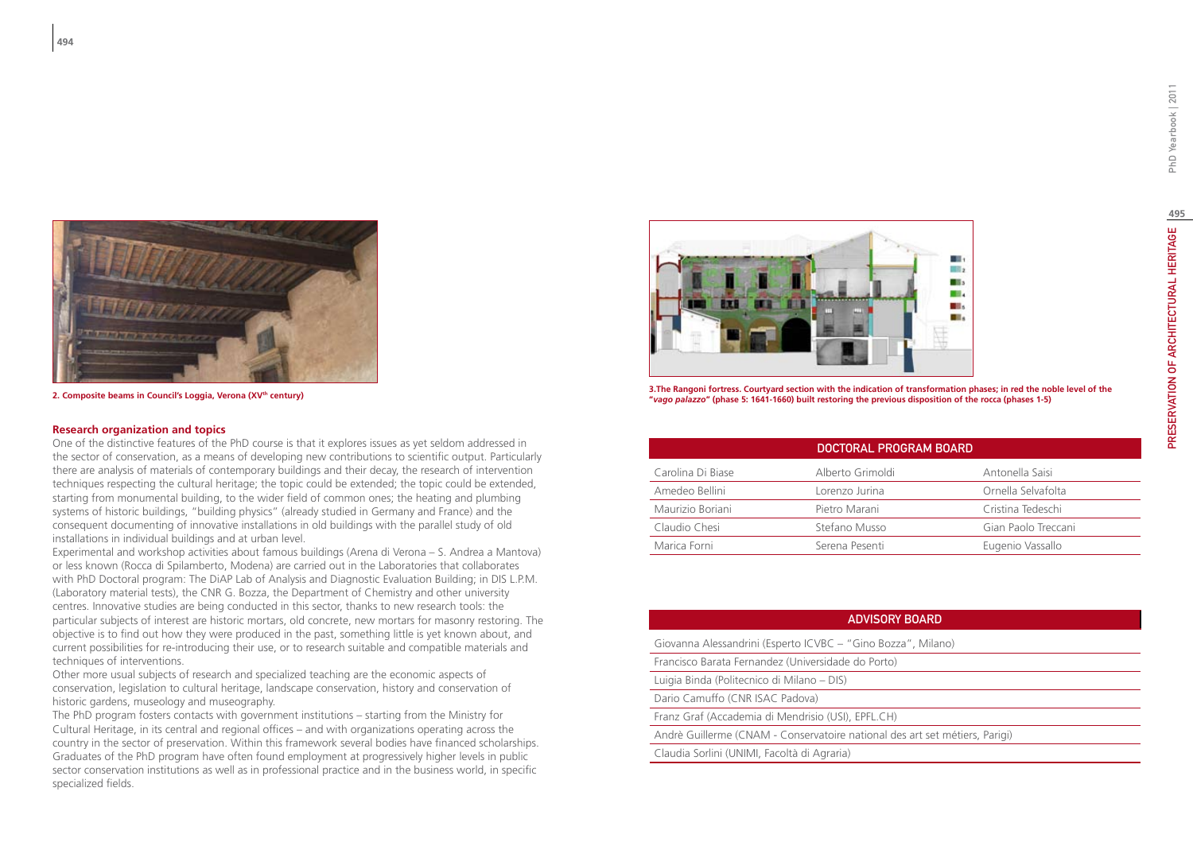2. Composite beams in Council's Loggia, Verona (XV[th] century)

### Research organization and topics

One of the distinctive features of the PhD course is that it explores issues as yet seldom addressed in the sector of conservation, as a means of developing new contributions to scientific output. Particularly there are analysis of materials of contemporary buildings and their decay, the research of intervention techniques respecting the cultural heritage; the topic could be extended; the topic could be extended, starting from monumental building, to the wider field of common ones; the heating and plumbing systems of historic buildings, "building physics" (already studied in Germany and France) and the consequent documenting of innovative installations in old buildings with the parallel study of old installations in individual buildings and at urban level.

Experimental and workshop activities about famous buildings (Arena di Verona – S. Andrea a Mantova) or less known (Rocca di Spilamberto, Modena) are carried out in the Laboratories that collaborates with PhD Doctoral program: The DiAP Lab of Analysis and Diagnostic Evaluation Building; in DIS L.P.M. (Laboratory material tests), the CNR G. Bozza, the Department of Chemistry and other university centres. Innovative studies are being conducted in this sector, thanks to new research tools: the particular subjects of interest are historic mortars, old concrete, new mortars for masonry restoring. The objective is to find out how they were produced in the past, something little is yet known about, and current possibilities for re-introducing their use, or to research suitable and compatible materials and techniques of interventions.

Other more usual subjects of research and specialized teaching are the economic aspects of conservation, legislation to cultural heritage, landscape conservation, history and conservation of historic gardens, museology and museography.

The PhD program fosters contacts with government institutions – starting from the Ministry for Cultural Heritage, in its central and regional offices – and with organizations operating across the country in the sector of preservation. Within this framework several bodies have financed scholarships. Graduates of the PhD program have often found employment at progressively higher levels in public sector conservation institutions as well as in professional practice and in the business world, in specific specialized fields.

**3.The Rangoni fortress. Courtyard section with the indication of transformation phases; in red the noble level of the "*vago palazzo*" (phase 5: 1641-1660) built restoring the previous disposition of the rocca (phases 1-5)**

| DOCTORAL PROGRAM BOARD | | |
|---|---|---|
| Carolina Di Biase | Alberto Grimoldi | Antonella Saisi |
| Amedeo Bellini | Lorenzo Jurina | Ornella Selvafolta |
| Maurizio Boriani | Pietro Marani | Cristina Tedeschi |
| Claudio Chesi | Stefano Musso | Gian Paolo Treccani |
| Marica Forni | Serena Pesenti | Eugenio Vassallo |

| ADVISORY BOARD |
|---|
| Giovanna Alessandrini (Esperto ICVBC – "Gino Bozza", Milano) |
| Francisco Barata Fernandez (Universidade do Porto) |
| Luigia Binda (Politecnico di Milano – DIS) |
| Dario Camuffo (CNR ISAC Padova) |
| Franz Graf (Accademia di Mendrisio (USI), EPFL.CH) |
| Andrè Guillerme (CNAM - Conservatoire national des art set métiers, Parigi) |
| Claudia Sorlini (UNIMI, Facoltà di Agraria) |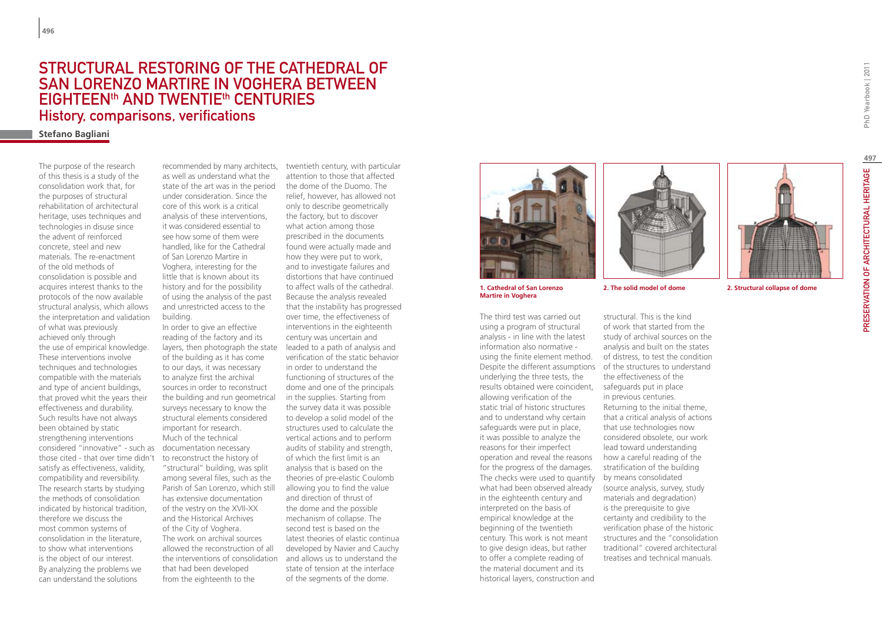# STRUCTURAL RESTORING OF THE CATHEDRAL OF SAN LORENZO MARTIRE IN VOGHERA BETWEEN EIGHTEENth AND TWENTIEth CENTURIES

## History, comparisons, verifications

**Stefano Bagliani**

The purpose of the research of this thesis is a study of the consolidation work that, for the purposes of structural rehabilitation of architectural heritage, uses techniques and technologies in disuse since the advent of reinforced concrete, steel and new materials. The re-enactment of the old methods of consolidation is possible and acquires interest thanks to the protocols of the now available structural analysis, which allows the interpretation and validation of what was previously achieved only through the use of empirical knowledge. These interventions involve techniques and technologies compatible with the materials and type of ancient buildings, that proved whit the years their effectiveness and durability. Such results have not always been obtained by static strengthening interventions considered "innovative" - such as those cited - that over time didn't satisfy as effectiveness, validity, compatibility and reversibility. The research starts by studying the methods of consolidation indicated by historical tradition, therefore we discuss the most common systems of consolidation in the literature, to show what interventions is the object of our interest. By analyzing the problems we can understand the solutions recommended by many architects, as well as understand what the state of the art was in the period under consideration. Since the core of this work is a critical analysis of these interventions, it was considered essential to see how some of them were handled, like for the Cathedral of San Lorenzo Martire in Voghera, interesting for the little that is known about its history and for the possibility of using the analysis of the past and unrestricted access to the building.

In order to give an effective reading of the factory and its layers, then photograph the state of the building as it has come to our days, it was necessary to analyze first the archival sources in order to reconstruct the building and run geometrical surveys necessary to know the structural elements considered important for research. Much of the technical documentation necessary to reconstruct the history of "structural" building, was split among several files, such as the Parish of San Lorenzo, which still has extensive documentation of the vestry on the XVII-XX and the Historical Archives of the City of Voghera. The work on archival sources allowed the reconstruction of all the interventions of consolidation that had been developed from the eighteenth to the twentieth century, with particular attention to those that affected the dome of the Duomo. The relief, however, has allowed not only to describe geometrically the factory, but to discover what action among those prescribed in the documents found were actually made and how they were put to work, and to investigate failures and distortions that have continued to affect walls of the cathedral. Because the analysis revealed that the instability has progressed over time, the effectiveness of interventions in the eighteenth century was uncertain and leaded to a path of analysis and verification of the static behavior in order to understand the functioning of structures of the dome and one of the principals in the supplies. Starting from the survey data it was possible to develop a solid model of the structures used to calculate the vertical actions and to perform audits of stability and strength, of which the first limit is an analysis that is based on the theories of pre-elastic Coulomb allowing you to find the value and direction of thrust of the dome and the possible mechanism of collapse. The second test is based on the latest theories of elastic continua developed by Navier and Cauchy and allows us to understand the state of tension at the interface of the segments of the dome.

**1. Cathedral of San Lorenzo Martire in Voghera**

**2. The solid model of dome**

**2. Structural collapse of dome**

The third test was carried out using a program of structural analysis - in line with the latest information also normative - using the finite element method. Despite the different assumptions underlying the three tests, the results obtained were coincident, allowing verification of the static trial of historic structures and to understand why certain safeguards were put in place, it was possible to analyze the reasons for their imperfect operation and reveal the reasons for the progress of the damages. The checks were used to quantify what had been observed already in the eighteenth century and interpreted on the basis of empirical knowledge at the beginning of the twentieth century. This work is not meant to give design ideas, but rather to offer a complete reading of the material document and its historical layers, construction and structural. This is the kind of work that started from the study of archival sources on the analysis and built on the states of distress, to test the condition of the structures to understand the effectiveness of the safeguards put in place in previous centuries.

Returning to the initial theme, that a critical analysis of actions that use technologies now considered obsolete, our work lead toward understanding how a careful reading of the stratification of the building by means consolidated (source analysis, survey, study materials and degradation) is the prerequisite to give certainty and credibility to the verification phase of the historic structures and the "consolidation traditional" covered architectural treatises and technical manuals.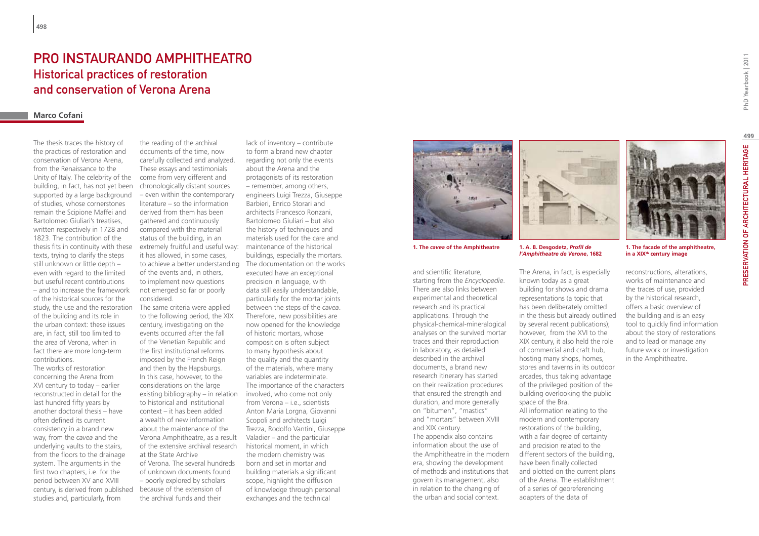# PRO INSTAURANDO AMPHITHEATRO

## Historical practices of restoration and conservation of Verona Arena

**Marco Cofani**

The thesis traces the history of the practices of restoration and conservation of Verona Arena, from the Renaissance to the Unity of Italy. The celebrity of the building, in fact, has not yet been supported by a large background of studies, whose cornerstones remain the Scipione Maffei and Bartolomeo Giuliari's treatises, written respectively in 1728 and 1823. The contribution of the thesis fits in continuity with these texts, trying to clarify the steps still unknown or little depth – even with regard to the limited but useful recent contributions – and to increase the framework of the historical sources for the study, the use and the restoration of the building and its role in the urban context: these issues are, in fact, still too limited to the area of Verona, when in fact there are more long-term contributions.

The works of restoration concerning the Arena from XVI century to today – earlier reconstructed in detail for the last hundred fifty years by another doctoral thesis – have often defined its current consistency in a brand new way, from the *cavea* and the underlying vaults to the stairs, from the floors to the drainage system. The arguments in the first two chapters, i.e. for the period between XV and XVIII century, is derived from published studies and, particularly, from the reading of the archival documents of the time, now carefully collected and analyzed. These essays and testimonials come from very different and chronologically distant sources – even within the contemporary literature – so the information derived from them has been gathered and continuously compared with the material status of the building, in an extremely fruitful and useful way: it has allowed, in some cases, to achieve a better understanding of the events and, in others, to implement new questions not emerged so far or poorly considered.

The same criteria were applied to the following period, the XIX century, investigating on the events occurred after the fall of the Venetian Republic and the first institutional reforms imposed by the French Reign and then by the Hapsburgs. In this case, however, to the considerations on the large existing bibliography – in relation to historical and institutional context – it has been added a wealth of new information about the maintenance of the Verona Amphitheatre, as a result of the extensive archival research at the State Archive of Verona. The several hundreds of unknown documents found – poorly explored by scholars because of the extension of the archival funds and their lack of inventory – contribute to form a brand new chapter regarding not only the events about the Arena and the protagonists of its restoration – remember, among others, engineers Luigi Trezza, Giuseppe Barbieri, Enrico Storari and architects Francesco Ronzani, Bartolomeo Giuliari – but also the history of techniques and materials used for the care and maintenance of the historical buildings, especially the mortars. The documentation on the works executed have an exceptional precision in language, with data still easily understandable, particularly for the mortar joints between the steps of the *cavea*. Therefore, new possibilities are now opened for the knowledge of historic mortars, whose composition is often subject to many hypothesis about the quality and the quantity of the materials, where many variables are indeterminate. The importance of the characters involved, who come not only from Verona – i.e., scientists Anton Maria Lorgna, Giovanni Scopoli and architects Luigi Trezza, Rodolfo Vantini, Giuseppe Valadier – and the particular historical moment, in which the modern chemistry was born and set in mortar and building materials a significant scope, highlight the diffusion of knowledge through personal exchanges and the technical and scientific literature, starting from the *Encyclopedie*. There are also links between experimental and theoretical research and its practical applications. Through the physical-chemical-mineralogical analyses on the survived mortar traces and their reproduction in laboratory, as detailed described in the archival documents, a brand new research itinerary has started on their realization procedures that ensured the strength and duration, and more generally on "bitumen", "mastics" and "mortars" between XVIII and XIX century.

The appendix also contains information about the use of the Amphitheatre in the modern era, showing the development of methods and institutions that govern its management, also in relation to the changing of the urban and social context. The Arena, in fact, is especially known today as a great building for shows and drama representations (a topic that has been deliberately omitted in the thesis but already outlined by several recent publications); however, from the XVI to the XIX century, it also held the role of commercial and craft hub, hosting many shops, homes, stores and taverns in its outdoor arcades, thus taking advantage of the privileged position of the building overlooking the public space of the Bra.

All information relating to the modern and contemporary restorations of the building, with a fair degree of certainty and precision related to the different sectors of the building, have been finally collected and plotted on the current plans of the Arena. The establishment of a series of georeferencing adapters of the data of reconstructions, alterations, works of maintenance and the traces of use, provided by the historical research, offers a basic overview of the building and is an easy tool to quickly find information about the story of restorations and to lead or manage any future work or investigation in the Amphitheatre.

**1. The *cavea* of the Amphitheatre**

**1. A. B. Desgodetz, *Profil de l'Amphitheatre de Verone*, 1682**

**1. The facade of the amphitheatre, in a XIX[th] century image**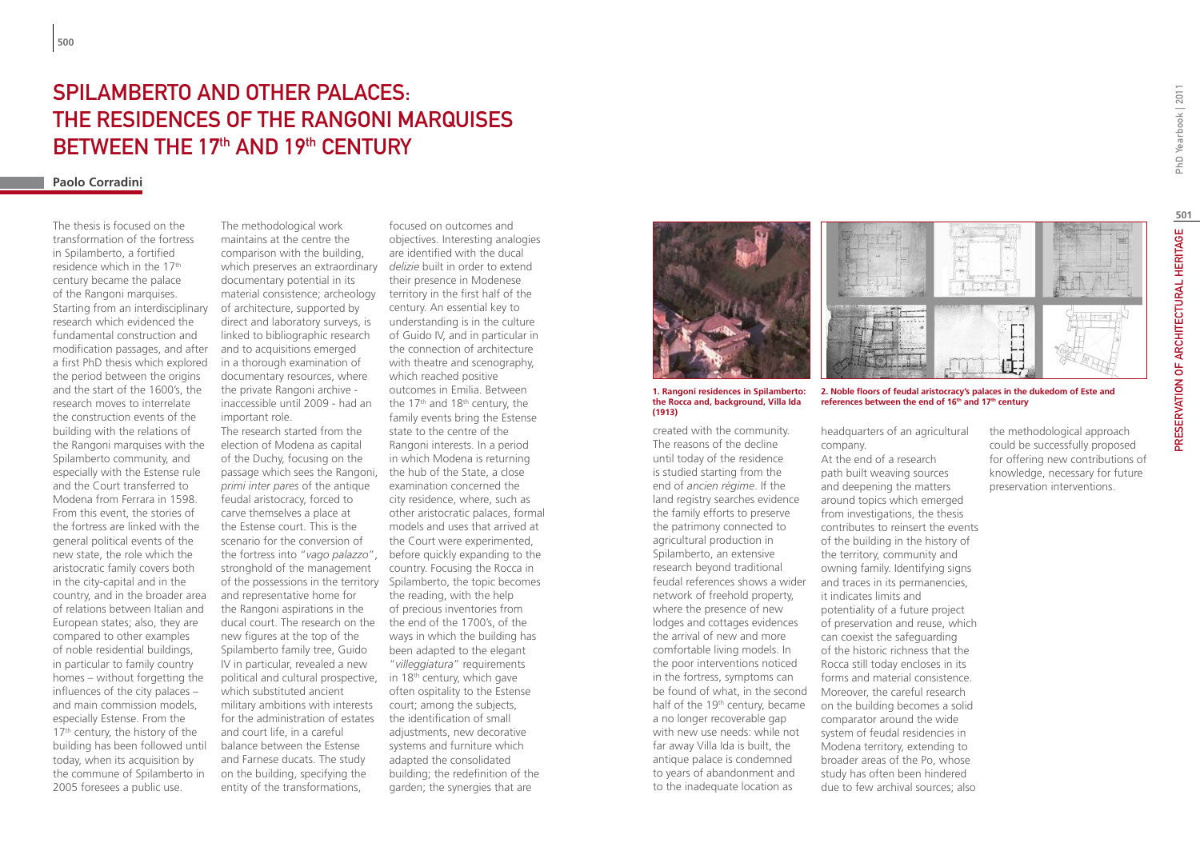# SPILAMBERTO AND OTHER PALACES: THE RESIDENCES OF THE RANGONI MARQUISES BETWEEN THE 17th AND 19th CENTURY

**Paolo Corradini**

The thesis is focused on the transformation of the fortress in Spilamberto, a fortified residence which in the 17th century became the palace of the Rangoni marquises. Starting from an interdisciplinary research which evidenced the fundamental construction and modification passages, and after a first PhD thesis which explored the period between the origins and the start of the 1600's, the research moves to interrelate the construction events of the building with the relations of the Rangoni marquises with the Spilamberto community, and especially with the Estense rule and the Court transferred to Modena from Ferrara in 1598. From this event, the stories of the fortress are linked with the general political events of the new state, the role which the aristocratic family covers both in the city-capital and in the country, and in the broader area of relations between Italian and European states; also, they are compared to other examples of noble residential buildings, in particular to family country homes – without forgetting the influences of the city palaces – and main commission models, especially Estense. From the 17th century, the history of the building has been followed until today, when its acquisition by the commune of Spilamberto in 2005 foresees a public use.

The methodological work maintains at the centre the comparison with the building, which preserves an extraordinary documentary potential in its material consistence; archeology of architecture, supported by direct and laboratory surveys, is linked to bibliographic research and to acquisitions emerged in a thorough examination of documentary resources, where the private Rangoni archive - inaccessible until 2009 - had an important role.

The research started from the election of Modena as capital of the Duchy, focusing on the passage which sees the Rangoni, *primi inter pares* of the antique feudal aristocracy, forced to carve themselves a place at the Estense court. This is the scenario for the conversion of the fortress into "*vago palazzo*", stronghold of the management of the possessions in the territory and representative home for the Rangoni aspirations in the ducal court. The research on the new figures at the top of the Spilamberto family tree, Guido IV in particular, revealed a new political and cultural prospective, which substituted ancient military ambitions with interests for the administration of estates and court life, in a careful balance between the Estense and Farnese ducats. The study on the building, specifying the entity of the transformations, focused on outcomes and objectives. Interesting analogies are identified with the ducal *delizie* built in order to extend their presence in Modenese territory in the first half of the century. An essential key to understanding is in the culture of Guido IV, and in particular in the connection of architecture with theatre and scenography, which reached positive outcomes in Emilia. Between the 17th and 18th century, the family events bring the Estense state to the centre of the Rangoni interests. In a period in which Modena is returning the hub of the State, a close examination concerned the city residence, where, such as other aristocratic palaces, formal models and uses that arrived at the Court were experimented, before quickly expanding to the country. Focusing the Rocca in Spilamberto, the topic becomes the reading, with the help of precious inventories from the end of the 1700's, of the ways in which the building has been adapted to the elegant "*villeggiatura*" requirements in 18th century, which gave often ospitality to the Estense court; among the subjects, the identification of small adjustments, new decorative systems and furniture which adapted the consolidated building; the redefinition of the garden; the synergies that are created with the community. The reasons of the decline until today of the residence is studied starting from the end of *ancien régime*. If the land registry searches evidence the family efforts to preserve the patrimony connected to agricultural production in Spilamberto, an extensive research beyond traditional feudal references shows a wider network of freehold property, where the presence of new lodges and cottages evidences the arrival of new and more comfortable living models. In the poor interventions noticed in the fortress, symptoms can be found of what, in the second half of the 19th century, became a no longer recoverable gap with new use needs: while not far away Villa Ida is built, the antique palace is condemned to years of abandonment and to the inadequate location as headquarters of an agricultural company.

At the end of a research path built weaving sources and deepening the matters around topics which emerged from investigations, the thesis contributes to reinsert the events of the building in the history of the territory, community and owning family. Identifying signs and traces in its permanencies, it indicates limits and potentiality of a future project of preservation and reuse, which can coexist the safeguarding of the historic richness that the Rocca still today encloses in its forms and material consistence. Moreover, the careful research on the building becomes a solid comparator around the wide system of feudal residencies in Modena territory, extending to broader areas of the Po, whose study has often been hindered due to few archival sources; also the methodological approach could be successfully proposed for offering new contributions of knowledge, necessary for future preservation interventions.

**1. Rangoni residences in Spilamberto: the Rocca and, background, Villa Ida (1913)**

**2. Noble floors of feudal aristocracy's palaces in the dukedom of Este and references between the end of 16th and 17th century**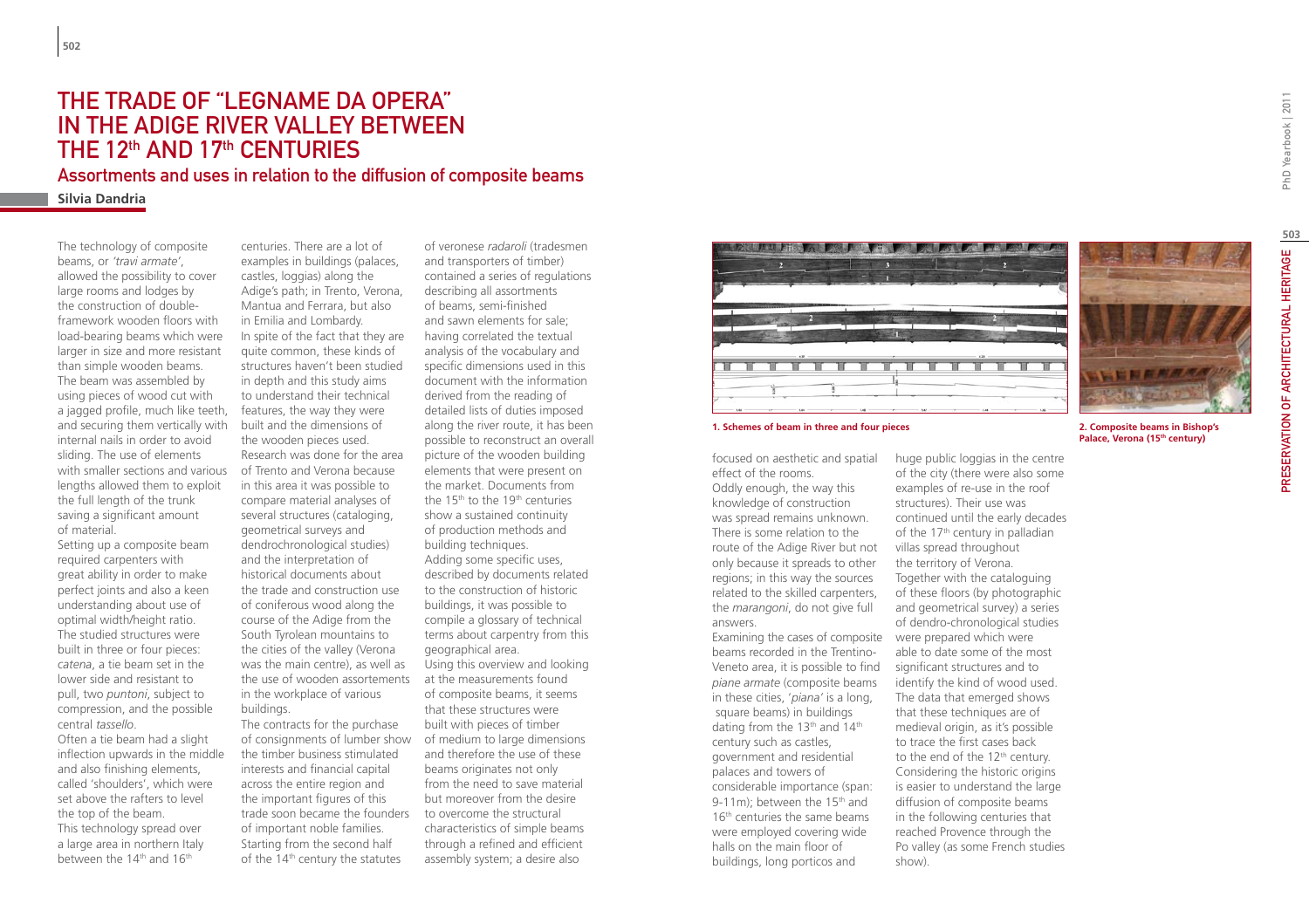# THE TRADE OF "LEGNAME DA OPERA" IN THE ADIGE RIVER VALLEY BETWEEN THE 12th AND 17th CENTURIES

## Assortments and uses in relation to the diffusion of composite beams

**Silvia Dandria**

The technology of composite beams, or *'travi armate'*, allowed the possibility to cover large rooms and lodges by the construction of double-framework wooden floors with load-bearing beams which were larger in size and more resistant than simple wooden beams. The beam was assembled by using pieces of wood cut with a jagged profile, much like teeth, and securing them vertically with internal nails in order to avoid sliding. The use of elements with smaller sections and various lengths allowed them to exploit the full length of the trunk saving a significant amount of material.

Setting up a composite beam required carpenters with great ability in order to make perfect joints and also a keen understanding about use of optimal width/height ratio. The studied structures were built in three or four pieces: *catena*, a tie beam set in the lower side and resistant to pull, two *puntoni*, subject to compression, and the possible central *tassello*.

Often a tie beam had a slight inflection upwards in the middle and also finishing elements, called 'shoulders', which were set above the rafters to level the top of the beam.

This technology spread over a large area in northern Italy between the 14th and 16th centuries. There are a lot of examples in buildings (palaces, castles, loggias) along the Adige's path; in Trento, Verona, Mantua and Ferrara, but also in Emilia and Lombardy.

In spite of the fact that they are quite common, these kinds of structures haven't been studied in depth and this study aims to understand their technical features, the way they were built and the dimensions of the wooden pieces used.

Research was done for the area of Trento and Verona because in this area it was possible to compare material analyses of several structures (cataloging, geometrical surveys and dendrochronological studies) and the interpretation of historical documents about the trade and construction use of coniferous wood along the course of the Adige from the South Tyrolean mountains to the cities of the valley (Verona was the main centre), as well as the use of wooden assortements in the workplace of various buildings.

The contracts for the purchase of consignments of lumber show the timber business stimulated interests and financial capital across the entire region and the important figures of this trade soon became the founders of important noble families.

Starting from the second half of the 14th century the statutes of veronese *radaroli* (tradesmen and transporters of timber) contained a series of regulations describing all assortments of beams, semi-finished and sawn elements for sale; having correlated the textual analysis of the vocabulary and specific dimensions used in this document with the information derived from the reading of detailed lists of duties imposed along the river route, it has been possible to reconstruct an overall picture of the wooden building elements that were present on the market. Documents from the 15th to the 19th centuries show a sustained continuity of production methods and building techniques.

Adding some specific uses, described by documents related to the construction of historic buildings, it was possible to compile a glossary of technical terms about carpentry from this geographical area.

Using this overview and looking at the measurements found of composite beams, it seems that these structures were built with pieces of timber of medium to large dimensions and therefore the use of these beams originates not only from the need to save material but moreover from the desire to overcome the structural characteristics of simple beams through a refined and efficient assembly system; a desire also focused on aesthetic and spatial effect of the rooms.

Oddly enough, the way this knowledge of construction was spread remains unknown. There is some relation to the route of the Adige River but not only because it spreads to other regions; in this way the sources related to the skilled carpenters, the *marangoni*, do not give full answers.

Examining the cases of composite beams recorded in the Trentino-Veneto area, it is possible to find *piane armate* (composite beams in these cities, '*piana'* is a long, square beams) in buildings dating from the 13th and 14th century such as castles, government and residential palaces and towers of considerable importance (span: 9-11m); between the 15th and 16th centuries the same beams were employed covering wide halls on the main floor of buildings, long porticos and huge public loggias in the centre of the city (there were also some examples of re-use in the roof structures). Their use was continued until the early decades of the 17th century in palladian villas spread throughout the territory of Verona.

Together with the cataloguing of these floors (by photographic and geometrical survey) a series of dendro-chronological studies were prepared which were able to date some of the most significant structures and to identify the kind of wood used. The data that emerged shows that these techniques are of medieval origin, as it's possible to trace the first cases back to the end of the 12th century. Considering the historic origins is easier to understand the large diffusion of composite beams in the following centuries that reached Provence through the Po valley (as some French studies show).

**1. Schemes of beam in three and four pieces**

**2. Composite beams in Bishop's Palace, Verona (15th century)**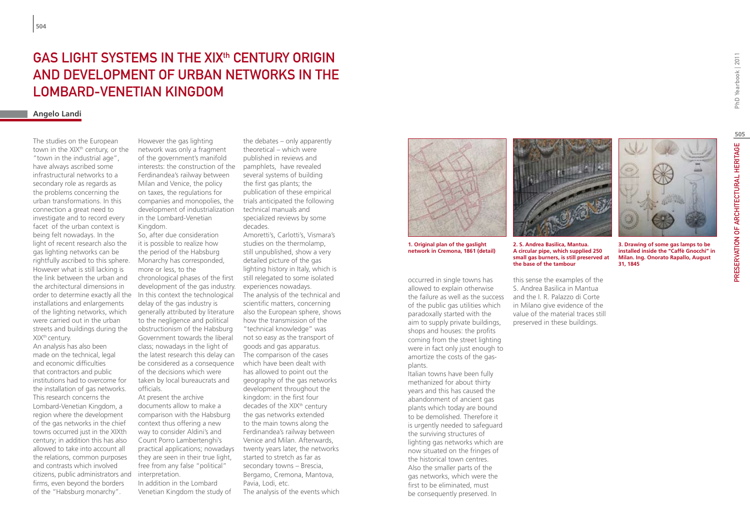# GAS LIGHT SYSTEMS IN THE XIX$^{th}$ CENTURY ORIGIN AND DEVELOPMENT OF URBAN NETWORKS IN THE LOMBARD-VENETIAN KINGDOM

**Angelo Landi**

The studies on the European town in the XIX$^{th}$ century, or the "town in the industrial age", have always ascribed some infrastructural networks to a secondary role as regards as the problems concerning the urban transformations. In this connection a great need to investigate and to record every facet of the urban context is being felt nowadays. In the light of recent research also the gas lighting networks can be rightfully ascribed to this sphere. However what is still lacking is the link between the urban and the architectural dimensions in order to determine exactly all the installations and enlargements of the lighting networks, which were carried out in the urban streets and buildings during the XIX$^{th}$ century.

An analysis has also been made on the technical, legal and economic difficulties that contractors and public institutions had to overcome for the installation of gas networks. This research concerns the Lombard-Venetian Kingdom, a region where the development of the gas networks in the chief towns occurred just in the XIXth century; in addition this has also allowed to take into account all the relations, common purposes and contrasts which involved citizens, public administrators and firms, even beyond the borders of the "Habsburg monarchy".

However the gas lighting network was only a fragment of the government's manifold interests: the construction of the Ferdinandea's railway between Milan and Venice, the policy on taxes, the regulations for companies and monopolies, the development of industrialization in the Lombard-Venetian Kingdom.

So, after due consideration it is possible to realize how the period of the Habsburg Monarchy has corresponded, more or less, to the chronological phases of the first development of the gas industry. In this context the technological delay of the gas industry is generally attributed by literature to the negligence and political obstructionism of the Habsburg Government towards the liberal class; nowadays in the light of the latest research this delay can be considered as a consequence of the decisions which were taken by local bureaucrats and officials.

At present the archive documents allow to make a comparison with the Habsburg context thus offering a new way to consider Aldini's and Count Porro Lambertenghi's practical applications; nowadays they are seen in their true light, free from any false "political" interpretation.

In addition in the Lombard Venetian Kingdom the study of the debates – only apparently theoretical – which were published in reviews and pamphlets, have revealed several systems of building the first gas plants; the publication of these empirical trials anticipated the following technical manuals and specialized reviews by some decades.

Amoretti's, Carlotti's, Vismara's studies on the thermolamp, still unpublished, show a very detailed picture of the gas lighting history in Italy, which is still relegated to some isolated experiences nowadays.

The analysis of the technical and scientific matters, concerning also the European sphere, shows how the transmission of the "technical knowledge" was not so easy as the transport of goods and gas apparatus.

The comparison of the cases which have been dealt with has allowed to point out the geography of the gas networks development throughout the kingdom: in the first four decades of the XIX$^{th}$ century the gas networks extended to the main towns along the Ferdinandea's railway between Venice and Milan. Afterwards, twenty years later, the networks started to stretch as far as secondary towns – Brescia, Bergamo, Cremona, Mantova, Pavia, Lodi, etc.

The analysis of the events which occurred in single towns has allowed to explain otherwise the failure as well as the success of the public gas utilities which paradoxally started with the aim to supply private buildings, shops and houses: the profits coming from the street lighting were in fact only just enough to amortize the costs of the gas-plants.

Italian towns have been fully methanized for about thirty years and this has caused the abandonment of ancient gas plants which today are bound to be demolished. Therefore it is urgently needed to safeguard the surviving structures of lighting gas networks which are now situated on the fringes of the historical town centres.

Also the smaller parts of the gas networks, which were the first to be eliminated, must be consequently preserved. In this sense the examples of the S. Andrea Basilica in Mantua and the I. R. Palazzo di Corte in Milano give evidence of the value of the material traces still preserved in these buildings.

**1. Original plan of the gaslight network in Cremona, 1861 (detail)**

**2. S. Andrea Basilica, Mantua. A circular pipe, which supplied 250 small gas burners, is still preserved at the base of the tambour**

**3. Drawing of some gas lamps to be installed inside the "Caffè Gnocchi" in Milan. Ing. Onorato Rapallo, August 31, 1845**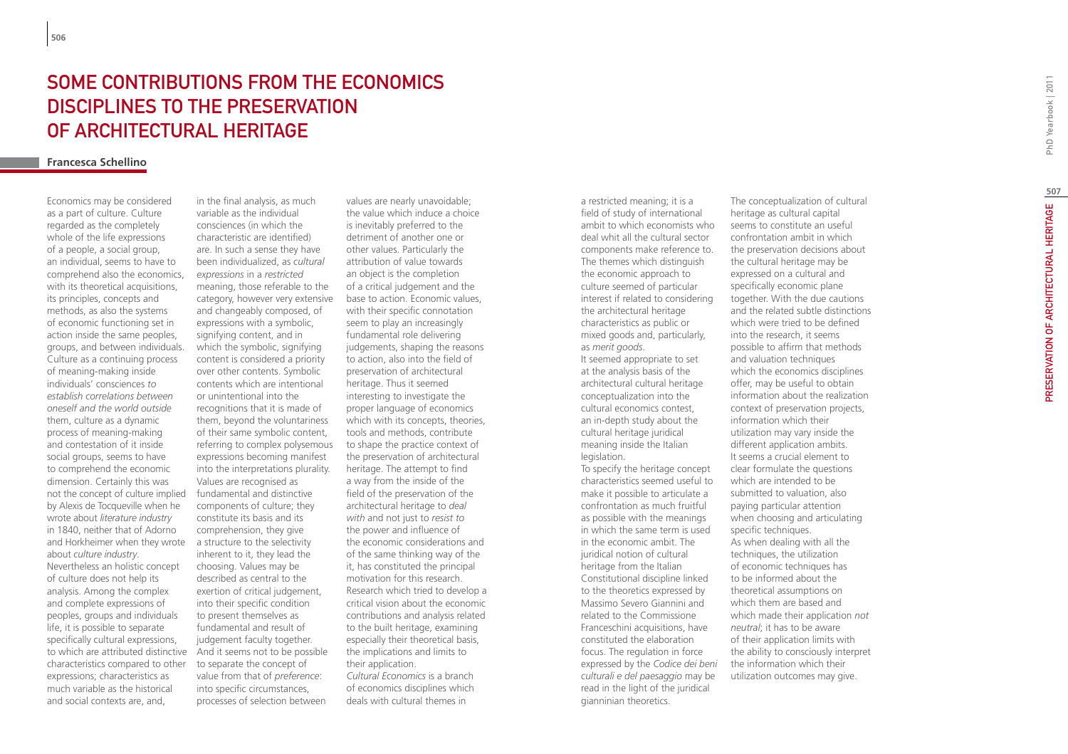# SOME CONTRIBUTIONS FROM THE ECONOMICS DISCIPLINES TO THE PRESERVATION OF ARCHITECTURAL HERITAGE

**Francesca Schellino**

Economics may be considered as a part of culture. Culture regarded as the completely whole of the life expressions of a people, a social group, an individual, seems to have to comprehend also the economics, with its theoretical acquisitions, its principles, concepts and methods, as also the systems of economic functioning set in action inside the same peoples, groups, and between individuals. Culture as a continuing process of meaning-making inside individuals' consciences *to establish correlations between oneself and the world outside* them, culture as a dynamic process of meaning-making and contestation of it inside social groups, seems to have to comprehend the economic dimension. Certainly this was not the concept of culture implied by Alexis de Tocqueville when he wrote about *literature industry* in 1840, neither that of Adorno and Horkheimer when they wrote about *culture industry*. Nevertheless an holistic concept of culture does not help its analysis. Among the complex and complete expressions of peoples, groups and individuals life, it is possible to separate specifically cultural expressions, to which are attributed distinctive characteristics compared to other expressions; characteristics as much variable as the historical and social contexts are, and, in the final analysis, as much variable as the individual consciences (in which the characteristic are identified) are. In such a sense they have been individualized, as *cultural expressions* in a *restricted* meaning, those referable to the category, however very extensive and changeably composed, of expressions with a symbolic, signifying content, and in which the symbolic, signifying content is considered a priority over other contents. Symbolic contents which are intentional or unintentional into the recognitions that it is made of them, beyond the voluntariness of their same symbolic content, referring to complex polysemous expressions becoming manifest into the interpretations plurality. Values are recognised as fundamental and distinctive components of culture; they constitute its basis and its comprehension, they give a structure to the selectivity inherent to it, they lead the choosing. Values may be described as central to the exertion of critical judgement, into their specific condition to present themselves as fundamental and result of judgement faculty together. And it seems not to be possible to separate the concept of value from that of *preference*: into specific circumstances, processes of selection between values are nearly unavoidable; the value which induce a choice is inevitably preferred to the detriment of another one or other values. Particularly the attribution of value towards an object is the completion of a critical judgement and the base to action. Economic values, with their specific connotation seem to play an increasingly fundamental role delivering judgements, shaping the reasons to action, also into the field of preservation of architectural heritage. Thus it seemed interesting to investigate the proper language of economics which with its concepts, theories, tools and methods, contribute to shape the practice context of the preservation of architectural heritage. The attempt to find a way from the inside of the field of the preservation of the architectural heritage to *deal with* and not just to *resist to* the power and influence of the economic considerations and of the same thinking way of the it, has constituted the principal motivation for this research. Research which tried to develop a critical vision about the economic contributions and analysis related to the built heritage, examining especially their theoretical basis, the implications and limits to their application.

*Cultural Economics* is a branch of economics disciplines which deals with cultural themes in a restricted meaning; it is a field of study of international ambit to which economists who deal whit all the cultural sector components make reference to. The themes which distinguish the economic approach to culture seemed of particular interest if related to considering the architectural heritage characteristics as public or mixed goods and, particularly, as *merit goods*.

It seemed appropriate to set at the analysis basis of the architectural cultural heritage conceptualization into the cultural economics contest, an in-depth study about the cultural heritage juridical meaning inside the Italian legislation.

To specify the heritage concept characteristics seemed useful to make it possible to articulate a confrontation as much fruitful as possible with the meanings in which the same term is used in the economic ambit. The juridical notion of cultural heritage from the Italian Constitutional discipline linked to the theoretics expressed by Massimo Severo Giannini and related to the Commissione Franceschini acquisitions, have constituted the elaboration focus. The regulation in force expressed by the *Codice dei beni culturali e del paesaggio* may be read in the light of the juridical gianninian theoretics.

The conceptualization of cultural heritage as cultural capital seems to constitute an useful confrontation ambit in which the preservation decisions about the cultural heritage may be expressed on a cultural and specifically economic plane together. With the due cautions and the related subtle distinctions which were tried to be defined into the research, it seems possible to affirm that methods and valuation techniques which the economics disciplines offer, may be useful to obtain information about the realization context of preservation projects, information which their utilization may vary inside the different application ambits. It seems a crucial element to clear formulate the questions which are intended to be submitted to valuation, also paying particular attention when choosing and articulating specific techniques.

As when dealing with all the techniques, the utilization of economic techniques has to be informed about the theoretical assumptions on which them are based and which made their application *not neutral*; it has to be aware of their application limits with the ability to consciously interpret the information which their utilization outcomes may give.